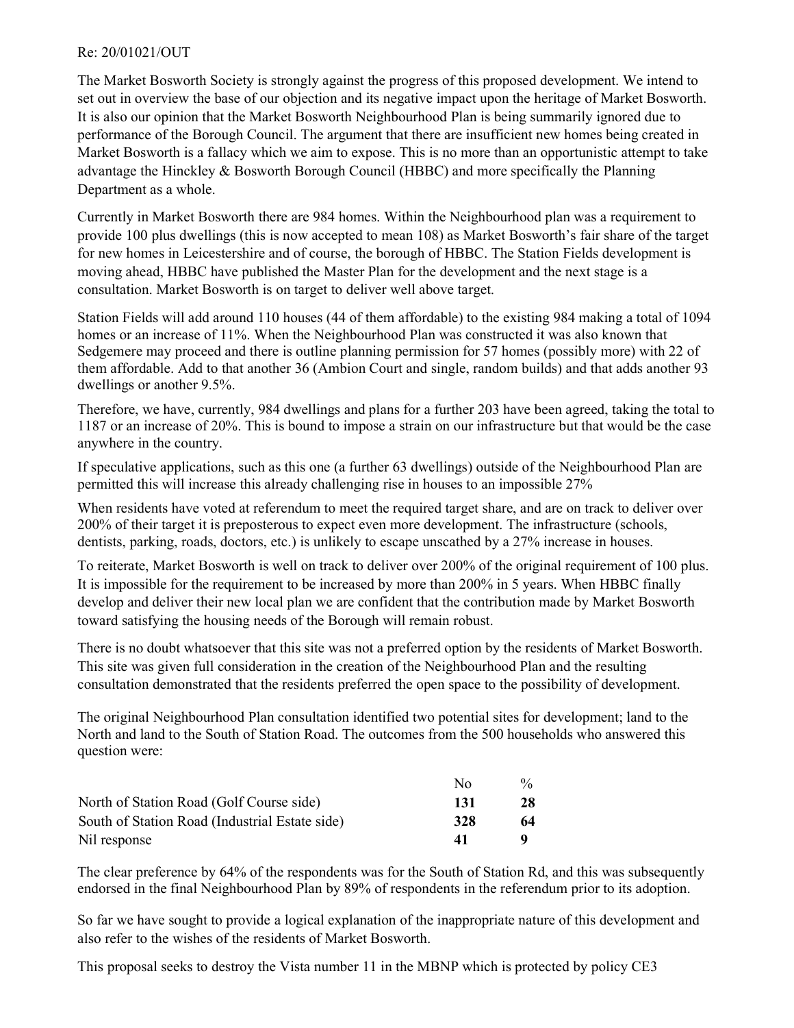Re: 20/01021/OUT

The Market Bosworth Society is strongly against the progress of this proposed development. We intend to set out in overview the base of our objection and its negative impact upon the heritage of Market Bosworth. It is also our opinion that the Market Bosworth Neighbourhood Plan is being summarily ignored due to performance of the Borough Council. The argument that there are insufficient new homes being created in Market Bosworth is a fallacy which we aim to expose. This is no more than an opportunistic attempt to take advantage the Hinckley & Bosworth Borough Council (HBBC) and more specifically the Planning Department as a whole.

Currently in Market Bosworth there are 984 homes. Within the Neighbourhood plan was a requirement to provide 100 plus dwellings (this is now accepted to mean 108) as Market Bosworth's fair share of the target for new homes in Leicestershire and of course, the borough of HBBC. The Station Fields development is moving ahead, HBBC have published the Master Plan for the development and the next stage is a consultation. Market Bosworth is on target to deliver well above target.

Station Fields will add around 110 houses (44 of them affordable) to the existing 984 making a total of 1094 homes or an increase of 11%. When the Neighbourhood Plan was constructed it was also known that Sedgemere may proceed and there is outline planning permission for 57 homes (possibly more) with 22 of them affordable. Add to that another 36 (Ambion Court and single, random builds) and that adds another 93 dwellings or another 9.5%.

Therefore, we have, currently, 984 dwellings and plans for a further 203 have been agreed, taking the total to 1187 or an increase of 20%. This is bound to impose a strain on our infrastructure but that would be the case anywhere in the country.

If speculative applications, such as this one (a further 63 dwellings) outside of the Neighbourhood Plan are permitted this will increase this already challenging rise in houses to an impossible 27%

When residents have voted at referendum to meet the required target share, and are on track to deliver over 200% of their target it is preposterous to expect even more development. The infrastructure (schools, dentists, parking, roads, doctors, etc.) is unlikely to escape unscathed by a 27% increase in houses.

To reiterate, Market Bosworth is well on track to deliver over 200% of the original requirement of 100 plus. It is impossible for the requirement to be increased by more than 200% in 5 years. When HBBC finally develop and deliver their new local plan we are confident that the contribution made by Market Bosworth toward satisfying the housing needs of the Borough will remain robust.

There is no doubt whatsoever that this site was not a preferred option by the residents of Market Bosworth. This site was given full consideration in the creation of the Neighbourhood Plan and the resulting consultation demonstrated that the residents preferred the open space to the possibility of development.

The original Neighbourhood Plan consultation identified two potential sites for development; land to the North and land to the South of Station Road. The outcomes from the 500 households who answered this question were:

| | No | % |
|---|---|---|
| North of Station Road (Golf Course side) | **131** | **28** |
| South of Station Road (Industrial Estate side) | **328** | **64** |
| Nil response | **41** | **9** |

The clear preference by 64% of the respondents was for the South of Station Rd, and this was subsequently endorsed in the final Neighbourhood Plan by 89% of respondents in the referendum prior to its adoption.

So far we have sought to provide a logical explanation of the inappropriate nature of this development and also refer to the wishes of the residents of Market Bosworth.

This proposal seeks to destroy the Vista number 11 in the MBNP which is protected by policy CE3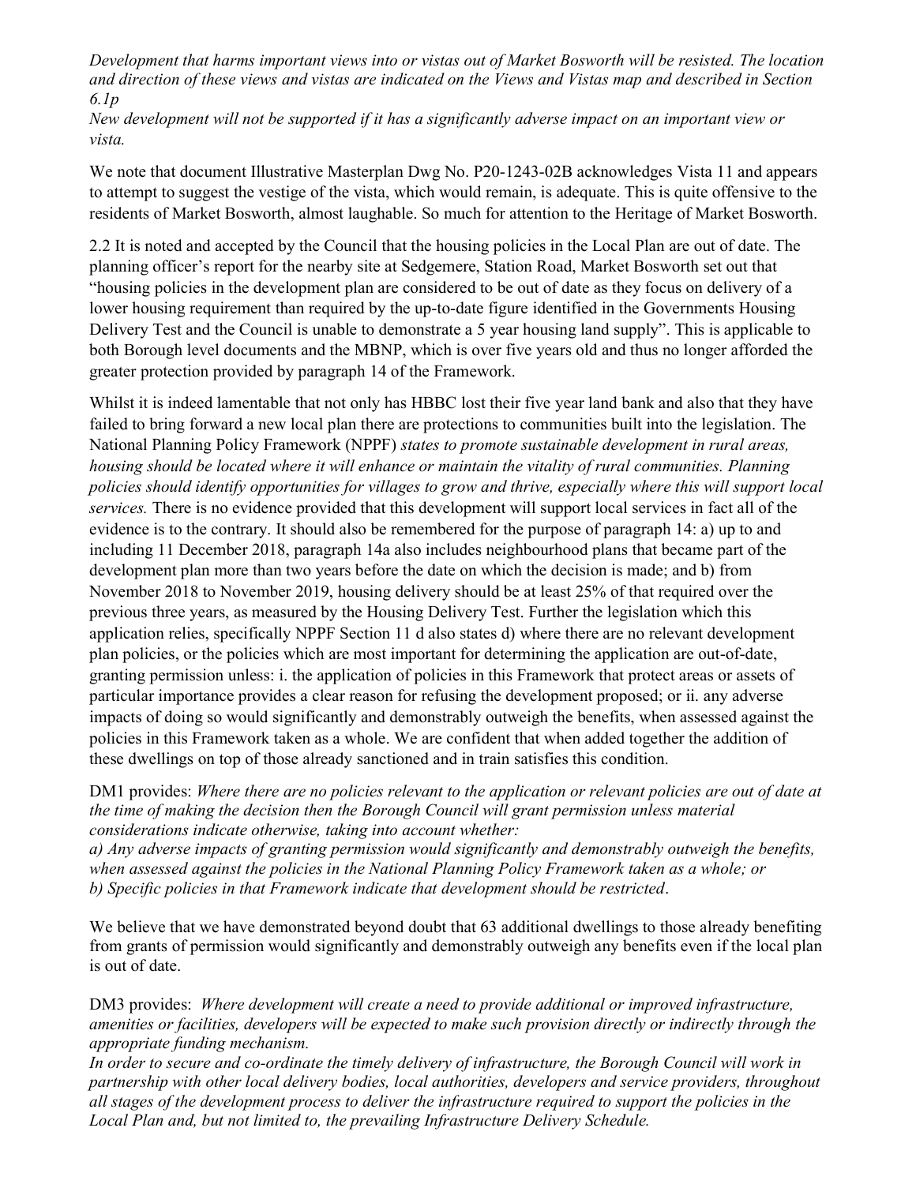*Development that harms important views into or vistas out of Market Bosworth will be resisted. The location and direction of these views and vistas are indicated on the Views and Vistas map and described in Section 6.1p*

*New development will not be supported if it has a significantly adverse impact on an important view or vista.*

We note that document Illustrative Masterplan Dwg No. P20-1243-02B acknowledges Vista 11 and appears to attempt to suggest the vestige of the vista, which would remain, is adequate. This is quite offensive to the residents of Market Bosworth, almost laughable. So much for attention to the Heritage of Market Bosworth.

2.2 It is noted and accepted by the Council that the housing policies in the Local Plan are out of date. The planning officer's report for the nearby site at Sedgemere, Station Road, Market Bosworth set out that "housing policies in the development plan are considered to be out of date as they focus on delivery of a lower housing requirement than required by the up-to-date figure identified in the Governments Housing Delivery Test and the Council is unable to demonstrate a 5 year housing land supply". This is applicable to both Borough level documents and the MBNP, which is over five years old and thus no longer afforded the greater protection provided by paragraph 14 of the Framework.

Whilst it is indeed lamentable that not only has HBBC lost their five year land bank and also that they have failed to bring forward a new local plan there are protections to communities built into the legislation. The National Planning Policy Framework (NPPF) *states to promote sustainable development in rural areas, housing should be located where it will enhance or maintain the vitality of rural communities. Planning policies should identify opportunities for villages to grow and thrive, especially where this will support local services.* There is no evidence provided that this development will support local services in fact all of the evidence is to the contrary. It should also be remembered for the purpose of paragraph 14: a) up to and including 11 December 2018, paragraph 14a also includes neighbourhood plans that became part of the development plan more than two years before the date on which the decision is made; and b) from November 2018 to November 2019, housing delivery should be at least 25% of that required over the previous three years, as measured by the Housing Delivery Test. Further the legislation which this application relies, specifically NPPF Section 11 d also states d) where there are no relevant development plan policies, or the policies which are most important for determining the application are out-of-date, granting permission unless: i. the application of policies in this Framework that protect areas or assets of particular importance provides a clear reason for refusing the development proposed; or ii. any adverse impacts of doing so would significantly and demonstrably outweigh the benefits, when assessed against the policies in this Framework taken as a whole. We are confident that when added together the addition of these dwellings on top of those already sanctioned and in train satisfies this condition.

DM1 provides: *Where there are no policies relevant to the application or relevant policies are out of date at the time of making the decision then the Borough Council will grant permission unless material considerations indicate otherwise, taking into account whether:*
*a) Any adverse impacts of granting permission would significantly and demonstrably outweigh the benefits, when assessed against the policies in the National Planning Policy Framework taken as a whole; or*
*b) Specific policies in that Framework indicate that development should be restricted*.

We believe that we have demonstrated beyond doubt that 63 additional dwellings to those already benefiting from grants of permission would significantly and demonstrably outweigh any benefits even if the local plan is out of date.

DM3 provides: *Where development will create a need to provide additional or improved infrastructure, amenities or facilities, developers will be expected to make such provision directly or indirectly through the appropriate funding mechanism.*
*In order to secure and co-ordinate the timely delivery of infrastructure, the Borough Council will work in partnership with other local delivery bodies, local authorities, developers and service providers, throughout all stages of the development process to deliver the infrastructure required to support the policies in the Local Plan and, but not limited to, the prevailing Infrastructure Delivery Schedule.*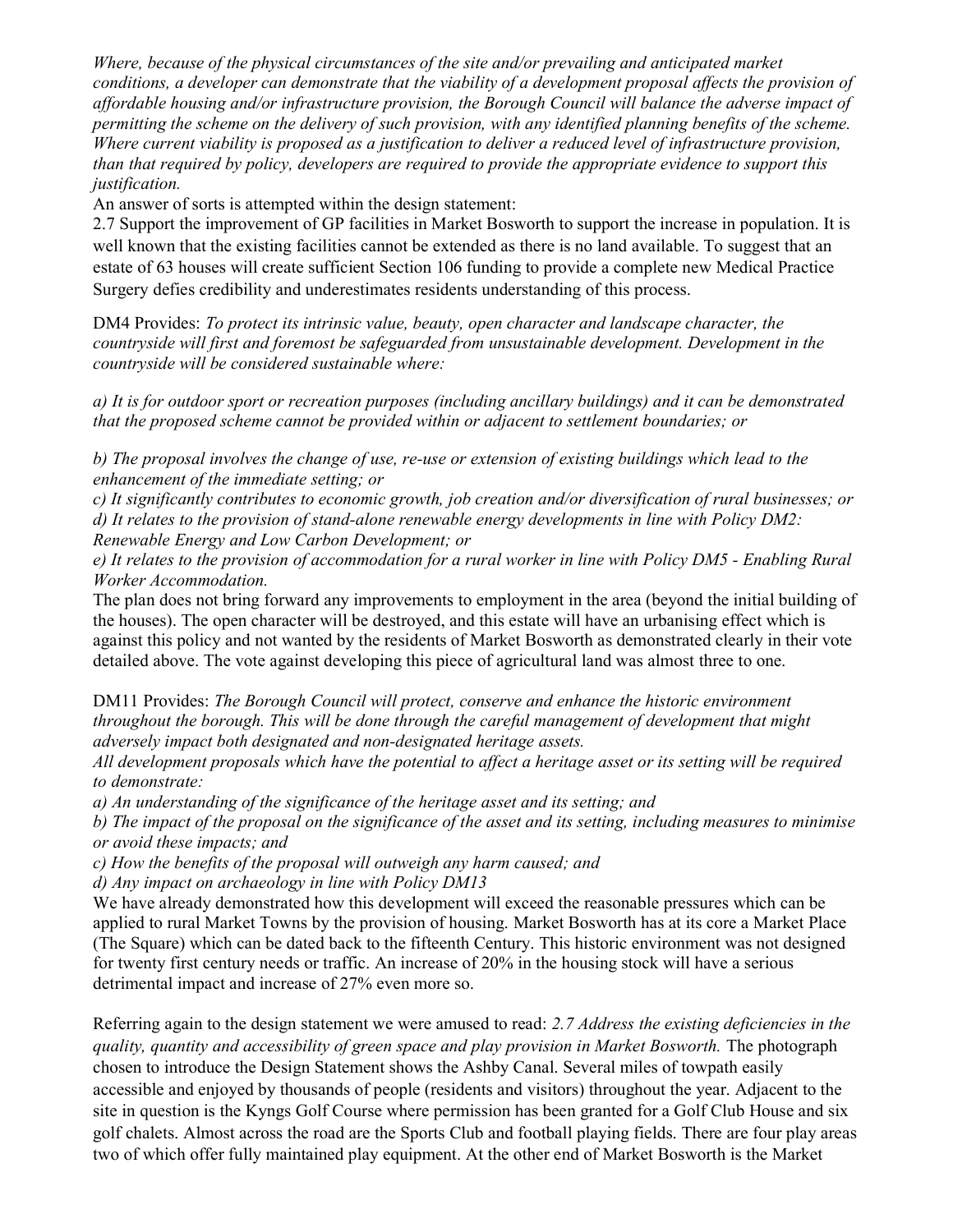*Where, because of the physical circumstances of the site and/or prevailing and anticipated market conditions, a developer can demonstrate that the viability of a development proposal affects the provision of affordable housing and/or infrastructure provision, the Borough Council will balance the adverse impact of permitting the scheme on the delivery of such provision, with any identified planning benefits of the scheme. Where current viability is proposed as a justification to deliver a reduced level of infrastructure provision, than that required by policy, developers are required to provide the appropriate evidence to support this justification.*

An answer of sorts is attempted within the design statement:

2.7 Support the improvement of GP facilities in Market Bosworth to support the increase in population. It is well known that the existing facilities cannot be extended as there is no land available. To suggest that an estate of 63 houses will create sufficient Section 106 funding to provide a complete new Medical Practice Surgery defies credibility and underestimates residents understanding of this process.

DM4 Provides: *To protect its intrinsic value, beauty, open character and landscape character, the countryside will first and foremost be safeguarded from unsustainable development. Development in the countryside will be considered sustainable where:*

*a) It is for outdoor sport or recreation purposes (including ancillary buildings) and it can be demonstrated that the proposed scheme cannot be provided within or adjacent to settlement boundaries; or*

*b) The proposal involves the change of use, re-use or extension of existing buildings which lead to the enhancement of the immediate setting; or*

*c) It significantly contributes to economic growth, job creation and/or diversification of rural businesses; or*

*d) It relates to the provision of stand-alone renewable energy developments in line with Policy DM2: Renewable Energy and Low Carbon Development; or*

*e) It relates to the provision of accommodation for a rural worker in line with Policy DM5 - Enabling Rural Worker Accommodation.*

The plan does not bring forward any improvements to employment in the area (beyond the initial building of the houses). The open character will be destroyed, and this estate will have an urbanising effect which is against this policy and not wanted by the residents of Market Bosworth as demonstrated clearly in their vote detailed above. The vote against developing this piece of agricultural land was almost three to one.

DM11 Provides: *The Borough Council will protect, conserve and enhance the historic environment throughout the borough. This will be done through the careful management of development that might adversely impact both designated and non-designated heritage assets.*

*All development proposals which have the potential to affect a heritage asset or its setting will be required to demonstrate:*

*a) An understanding of the significance of the heritage asset and its setting; and*

*b) The impact of the proposal on the significance of the asset and its setting, including measures to minimise or avoid these impacts; and*

*c) How the benefits of the proposal will outweigh any harm caused; and*

*d) Any impact on archaeology in line with Policy DM13*

We have already demonstrated how this development will exceed the reasonable pressures which can be applied to rural Market Towns by the provision of housing. Market Bosworth has at its core a Market Place (The Square) which can be dated back to the fifteenth Century. This historic environment was not designed for twenty first century needs or traffic. An increase of 20% in the housing stock will have a serious detrimental impact and increase of 27% even more so.

Referring again to the design statement we were amused to read: *2.7 Address the existing deficiencies in the quality, quantity and accessibility of green space and play provision in Market Bosworth.* The photograph chosen to introduce the Design Statement shows the Ashby Canal. Several miles of towpath easily accessible and enjoyed by thousands of people (residents and visitors) throughout the year. Adjacent to the site in question is the Kyngs Golf Course where permission has been granted for a Golf Club House and six golf chalets. Almost across the road are the Sports Club and football playing fields. There are four play areas two of which offer fully maintained play equipment. At the other end of Market Bosworth is the Market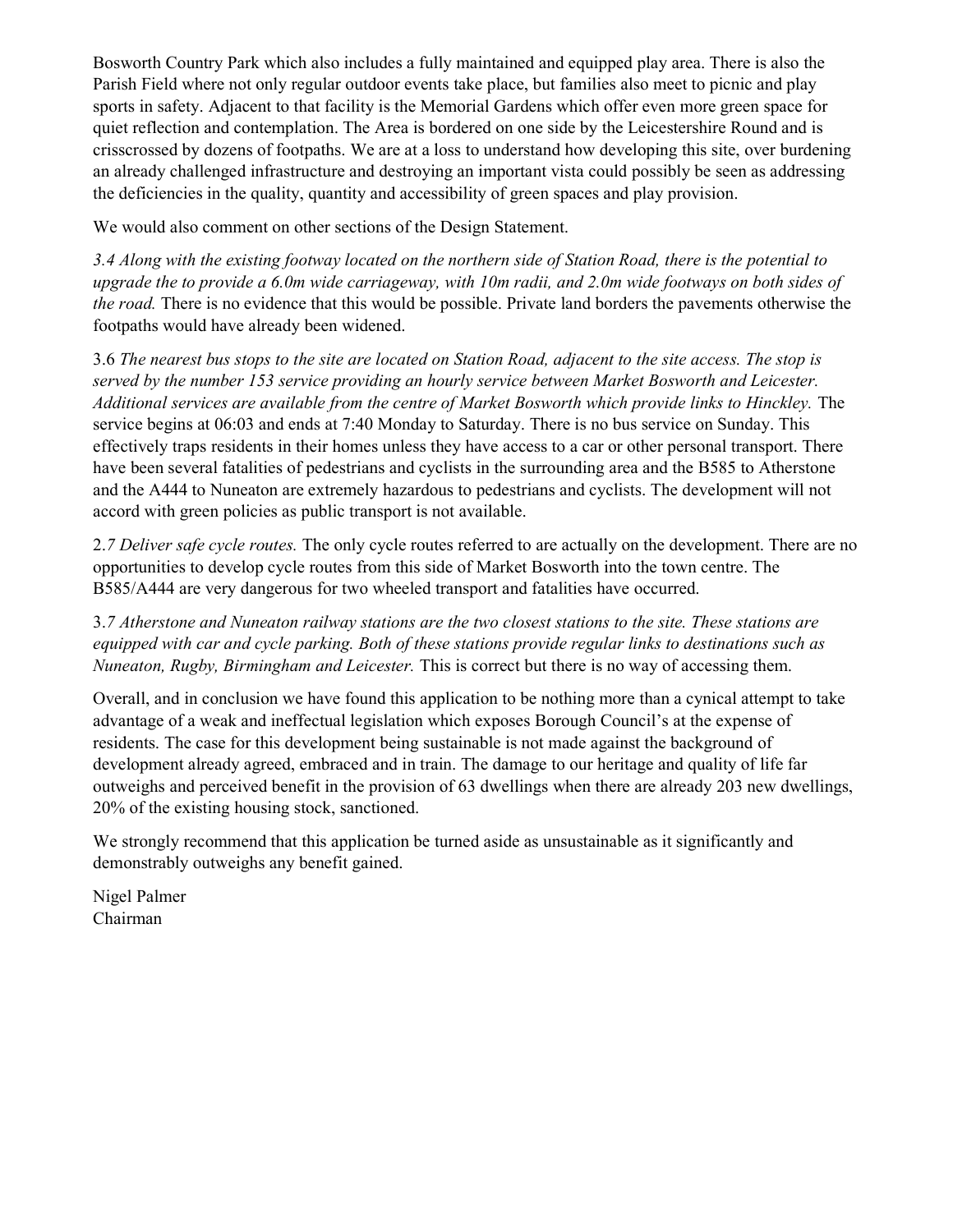Bosworth Country Park which also includes a fully maintained and equipped play area. There is also the Parish Field where not only regular outdoor events take place, but families also meet to picnic and play sports in safety. Adjacent to that facility is the Memorial Gardens which offer even more green space for quiet reflection and contemplation. The Area is bordered on one side by the Leicestershire Round and is crisscrossed by dozens of footpaths. We are at a loss to understand how developing this site, over burdening an already challenged infrastructure and destroying an important vista could possibly be seen as addressing the deficiencies in the quality, quantity and accessibility of green spaces and play provision.

We would also comment on other sections of the Design Statement.

*3.4 Along with the existing footway located on the northern side of Station Road, there is the potential to upgrade the to provide a 6.0m wide carriageway, with 10m radii, and 2.0m wide footways on both sides of the road.* There is no evidence that this would be possible. Private land borders the pavements otherwise the footpaths would have already been widened.

3.6 *The nearest bus stops to the site are located on Station Road, adjacent to the site access. The stop is served by the number 153 service providing an hourly service between Market Bosworth and Leicester. Additional services are available from the centre of Market Bosworth which provide links to Hinckley.* The service begins at 06:03 and ends at 7:40 Monday to Saturday. There is no bus service on Sunday. This effectively traps residents in their homes unless they have access to a car or other personal transport. There have been several fatalities of pedestrians and cyclists in the surrounding area and the B585 to Atherstone and the A444 to Nuneaton are extremely hazardous to pedestrians and cyclists. The development will not accord with green policies as public transport is not available.

2.*7 Deliver safe cycle routes.* The only cycle routes referred to are actually on the development. There are no opportunities to develop cycle routes from this side of Market Bosworth into the town centre. The B585/A444 are very dangerous for two wheeled transport and fatalities have occurred.

3.*7 Atherstone and Nuneaton railway stations are the two closest stations to the site. These stations are equipped with car and cycle parking. Both of these stations provide regular links to destinations such as Nuneaton, Rugby, Birmingham and Leicester.* This is correct but there is no way of accessing them.

Overall, and in conclusion we have found this application to be nothing more than a cynical attempt to take advantage of a weak and ineffectual legislation which exposes Borough Council's at the expense of residents. The case for this development being sustainable is not made against the background of development already agreed, embraced and in train. The damage to our heritage and quality of life far outweighs and perceived benefit in the provision of 63 dwellings when there are already 203 new dwellings, 20% of the existing housing stock, sanctioned.

We strongly recommend that this application be turned aside as unsustainable as it significantly and demonstrably outweighs any benefit gained.

Nigel Palmer
Chairman